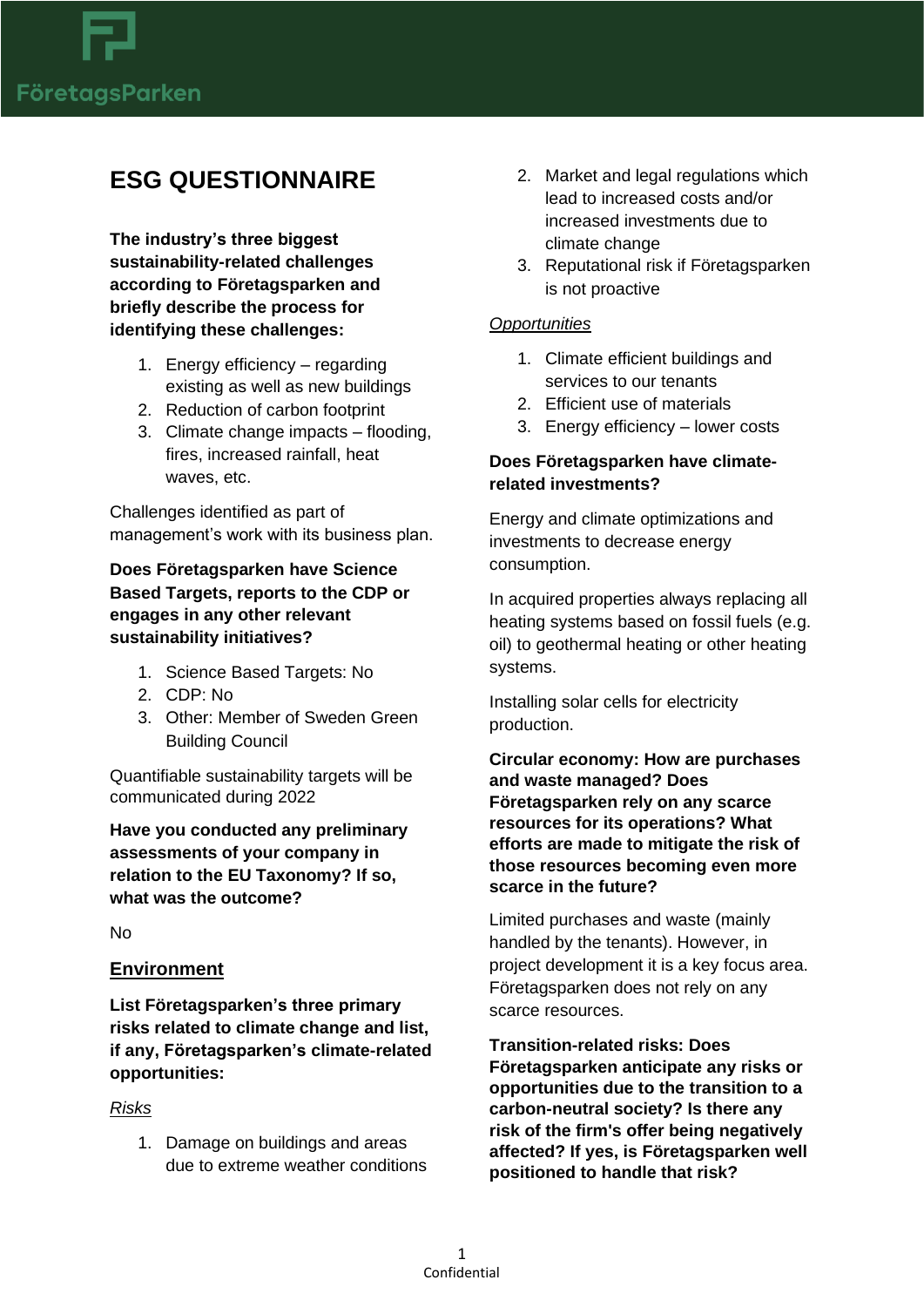# ESG QUESTIONNAIRE

**The industry's three biggest sustainability-related challenges according to Företagsparken and briefly describe the process for identifying these challenges:**

1. Energy efficiency – regarding existing as well as new buildings
2. Reduction of carbon footprint
3. Climate change impacts – flooding, fires, increased rainfall, heat waves, etc.

Challenges identified as part of management's work with its business plan.

**Does Företagsparken have Science Based Targets, reports to the CDP or engages in any other relevant sustainability initiatives?**

1. Science Based Targets: No
2. CDP: No
3. Other: Member of Sweden Green Building Council

Quantifiable sustainability targets will be communicated during 2022

**Have you conducted any preliminary assessments of your company in relation to the EU Taxonomy? If so, what was the outcome?**

No

## Environment

**List Företagsparken's three primary risks related to climate change and list, if any, Företagsparken's climate-related opportunities:**

*Risks*

1. Damage on buildings and areas due to extreme weather conditions
2. Market and legal regulations which lead to increased costs and/or increased investments due to climate change
3. Reputational risk if Företagsparken is not proactive

*Opportunities*

1. Climate efficient buildings and services to our tenants
2. Efficient use of materials
3. Energy efficiency – lower costs

**Does Företagsparken have climate-related investments?**

Energy and climate optimizations and investments to decrease energy consumption.

In acquired properties always replacing all heating systems based on fossil fuels (e.g. oil) to geothermal heating or other heating systems.

Installing solar cells for electricity production.

**Circular economy: How are purchases and waste managed? Does Företagsparken rely on any scarce resources for its operations? What efforts are made to mitigate the risk of those resources becoming even more scarce in the future?**

Limited purchases and waste (mainly handled by the tenants). However, in project development it is a key focus area. Företagsparken does not rely on any scarce resources.

**Transition-related risks: Does Företagsparken anticipate any risks or opportunities due to the transition to a carbon-neutral society? Is there any risk of the firm's offer being negatively affected? If yes, is Företagsparken well positioned to handle that risk?**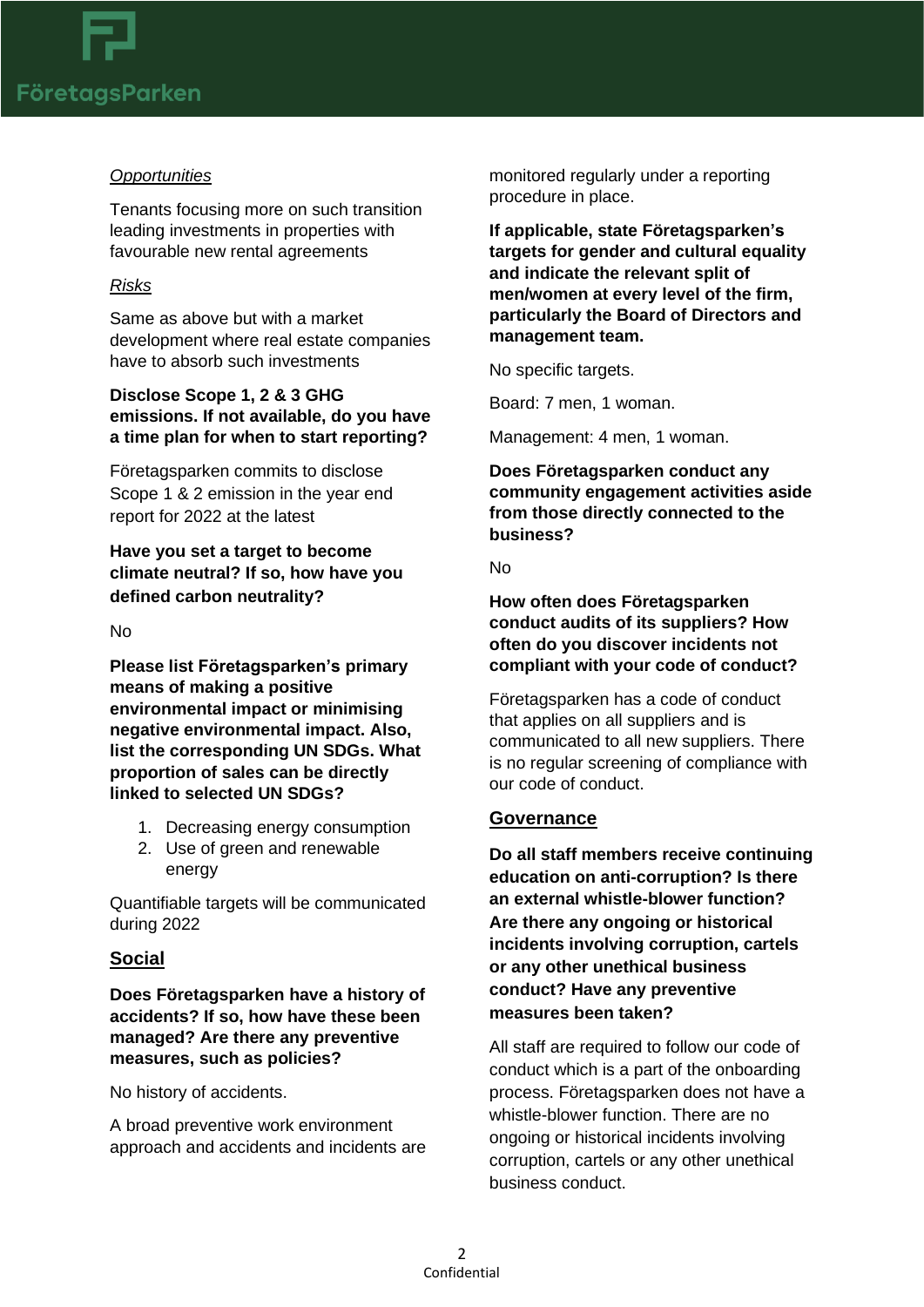*Opportunities*

Tenants focusing more on such transition leading investments in properties with favourable new rental agreements

*Risks*

Same as above but with a market development where real estate companies have to absorb such investments

**Disclose Scope 1, 2 & 3 GHG emissions. If not available, do you have a time plan for when to start reporting?**

Företagsparken commits to disclose Scope 1 & 2 emission in the year end report for 2022 at the latest

**Have you set a target to become climate neutral? If so, how have you defined carbon neutrality?**

No

**Please list Företagsparken's primary means of making a positive environmental impact or minimising negative environmental impact. Also, list the corresponding UN SDGs. What proportion of sales can be directly linked to selected UN SDGs?**

1. Decreasing energy consumption
2. Use of green and renewable energy

Quantifiable targets will be communicated during 2022

## Social

**Does Företagsparken have a history of accidents? If so, how have these been managed? Are there any preventive measures, such as policies?**

No history of accidents.

A broad preventive work environment approach and accidents and incidents are monitored regularly under a reporting procedure in place.

**If applicable, state Företagsparken's targets for gender and cultural equality and indicate the relevant split of men/women at every level of the firm, particularly the Board of Directors and management team.**

No specific targets.

Board: 7 men, 1 woman.

Management: 4 men, 1 woman.

**Does Företagsparken conduct any community engagement activities aside from those directly connected to the business?**

No

**How often does Företagsparken conduct audits of its suppliers? How often do you discover incidents not compliant with your code of conduct?**

Företagsparken has a code of conduct that applies on all suppliers and is communicated to all new suppliers. There is no regular screening of compliance with our code of conduct.

## Governance

**Do all staff members receive continuing education on anti-corruption? Is there an external whistle-blower function? Are there any ongoing or historical incidents involving corruption, cartels or any other unethical business conduct? Have any preventive measures been taken?**

All staff are required to follow our code of conduct which is a part of the onboarding process. Företagsparken does not have a whistle-blower function. There are no ongoing or historical incidents involving corruption, cartels or any other unethical business conduct.

Confidential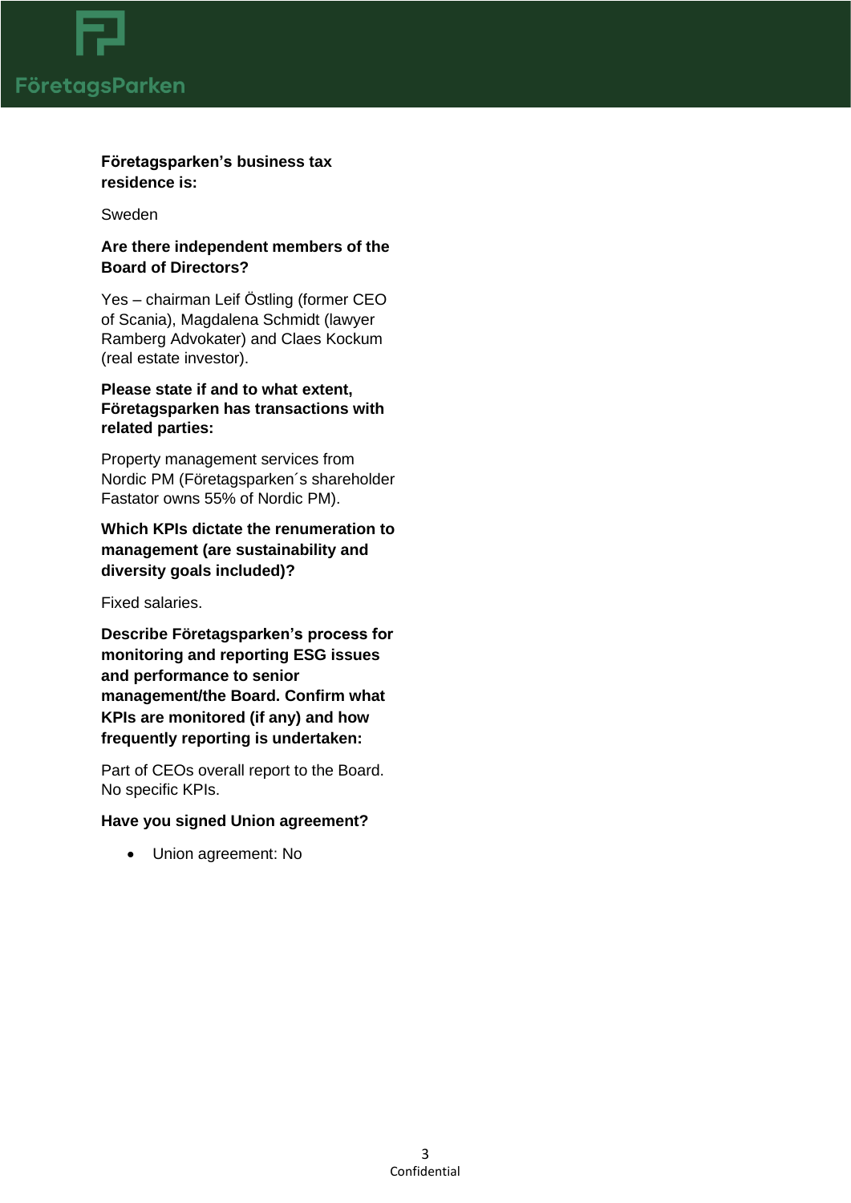**Företagsparken's business tax residence is:**

Sweden

**Are there independent members of the Board of Directors?**

Yes – chairman Leif Östling (former CEO of Scania), Magdalena Schmidt (lawyer Ramberg Advokater) and Claes Kockum (real estate investor).

**Please state if and to what extent, Företagsparken has transactions with related parties:**

Property management services from Nordic PM (Företagsparken´s shareholder Fastator owns 55% of Nordic PM).

**Which KPIs dictate the renumeration to management (are sustainability and diversity goals included)?**

Fixed salaries.

**Describe Företagsparken's process for monitoring and reporting ESG issues and performance to senior management/the Board. Confirm what KPIs are monitored (if any) and how frequently reporting is undertaken:**

Part of CEOs overall report to the Board. No specific KPIs.

**Have you signed Union agreement?**

- Union agreement: No

Confidential